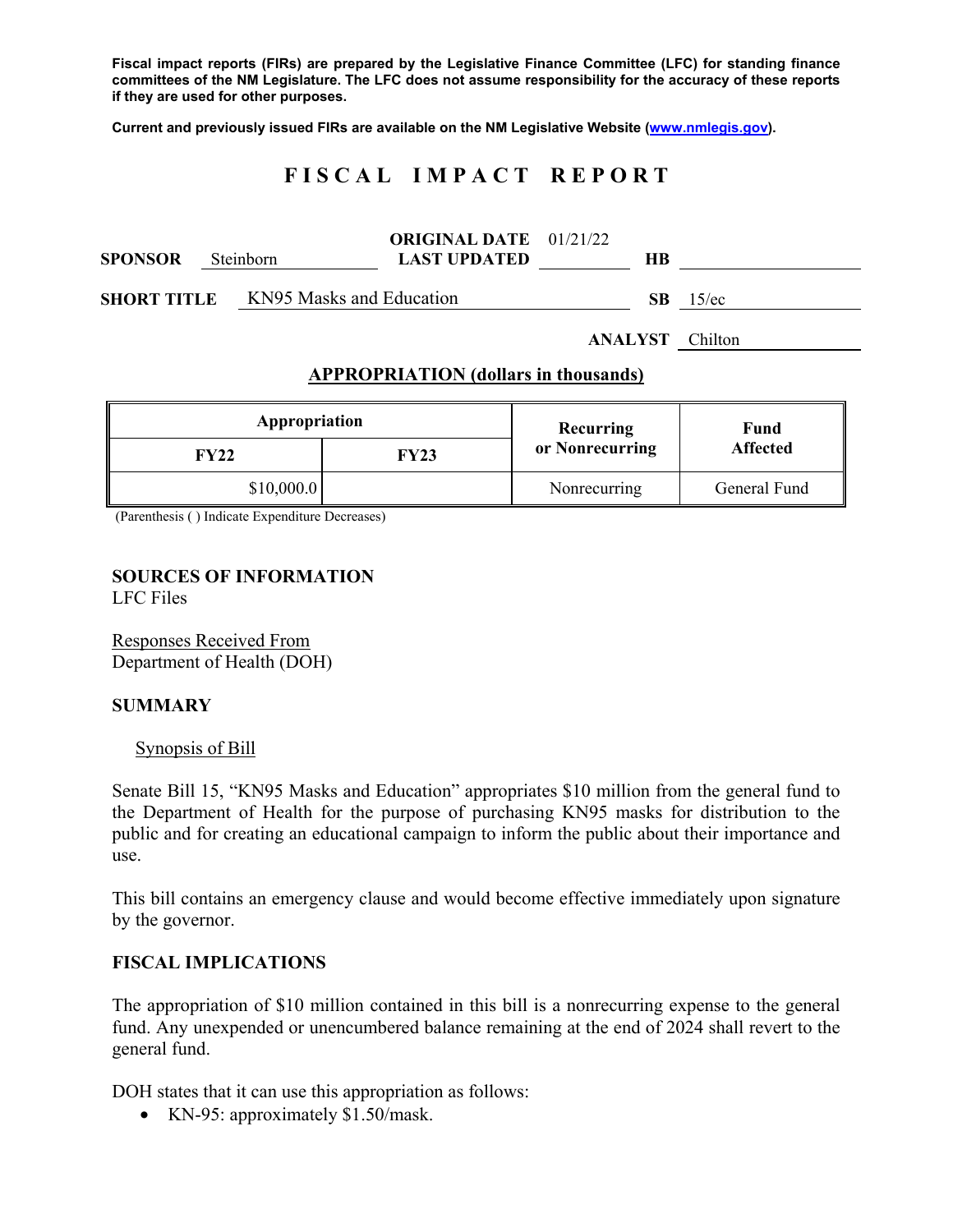**Fiscal impact reports (FIRs) are prepared by the Legislative Finance Committee (LFC) for standing finance committees of the NM Legislature. The LFC does not assume responsibility for the accuracy of these reports if they are used for other purposes.**

**Current and previously issued FIRs are available on the NM Legislative Website (www.nmlegis.gov).**

# FISCAL IMPACT REPORT

**SPONSOR** Steinborn **ORIGINAL DATE** 01/21/22 **LAST UPDATED** **HB**

**SHORT TITLE** KN95 Masks and Education **SB** 15/ec

**ANALYST** Chilton

## APPROPRIATION (dollars in thousands)

| Appropriation | | Recurring or Nonrecurring | Fund Affected |
|---|---|---|---|
| **FY22** | **FY23** | | |
| $10,000.0 | | Nonrecurring | General Fund |

(Parenthesis ( ) Indicate Expenditure Decreases)

## SOURCES OF INFORMATION

LFC Files

Responses Received From
Department of Health (DOH)

## SUMMARY

Synopsis of Bill

Senate Bill 15, "KN95 Masks and Education" appropriates $10 million from the general fund to the Department of Health for the purpose of purchasing KN95 masks for distribution to the public and for creating an educational campaign to inform the public about their importance and use.

This bill contains an emergency clause and would become effective immediately upon signature by the governor.

## FISCAL IMPLICATIONS

The appropriation of $10 million contained in this bill is a nonrecurring expense to the general fund. Any unexpended or unencumbered balance remaining at the end of 2024 shall revert to the general fund.

DOH states that it can use this appropriation as follows:

- KN-95: approximately $1.50/mask.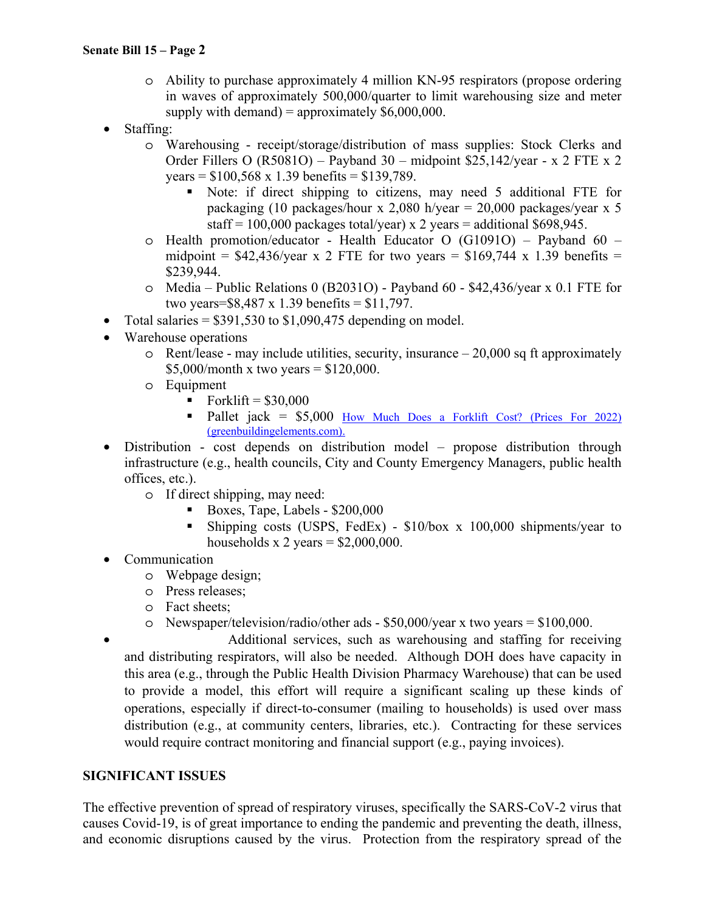- Ability to purchase approximately 4 million KN-95 respirators (propose ordering in waves of approximately 500,000/quarter to limit warehousing size and meter supply with demand) = approximately $6,000,000.

- Staffing:
  - Warehousing - receipt/storage/distribution of mass supplies: Stock Clerks and Order Fillers O (R5081O) – Payband 30 – midpoint $25,142/year - x 2 FTE x 2 years = $100,568 x 1.39 benefits = $139,789.
    - Note: if direct shipping to citizens, may need 5 additional FTE for packaging (10 packages/hour x 2,080 h/year = 20,000 packages/year x 5 staff = 100,000 packages total/year) x 2 years = additional $698,945.
  - Health promotion/educator - Health Educator O (G1091O) – Payband 60 – midpoint = $42,436/year x 2 FTE for two years = $169,744 x 1.39 benefits = $239,944.
  - Media – Public Relations 0 (B2031O) - Payband 60 - $42,436/year x 0.1 FTE for two years=$8,487 x 1.39 benefits = $11,797.
- Total salaries = $391,530 to $1,090,475 depending on model.
- Warehouse operations
  - Rent/lease - may include utilities, security, insurance – 20,000 sq ft approximately $5,000/month x two years = $120,000.
  - Equipment
    - Forklift = $30,000
    - Pallet jack = $5,000 [How Much Does a Forklift Cost? (Prices For 2022) (greenbuildingelements.com).]
- Distribution - cost depends on distribution model – propose distribution through infrastructure (e.g., health councils, City and County Emergency Managers, public health offices, etc.).
  - If direct shipping, may need:
    - Boxes, Tape, Labels - $200,000
    - Shipping costs (USPS, FedEx) - $10/box x 100,000 shipments/year to households x 2 years = $2,000,000.
- Communication
  - Webpage design;
  - Press releases;
  - Fact sheets;
  - Newspaper/television/radio/other ads - $50,000/year x two years = $100,000.
- Additional services, such as warehousing and staffing for receiving and distributing respirators, will also be needed. Although DOH does have capacity in this area (e.g., through the Public Health Division Pharmacy Warehouse) that can be used to provide a model, this effort will require a significant scaling up these kinds of operations, especially if direct-to-consumer (mailing to households) is used over mass distribution (e.g., at community centers, libraries, etc.). Contracting for these services would require contract monitoring and financial support (e.g., paying invoices).

**SIGNIFICANT ISSUES**

The effective prevention of spread of respiratory viruses, specifically the SARS-CoV-2 virus that causes Covid-19, is of great importance to ending the pandemic and preventing the death, illness, and economic disruptions caused by the virus. Protection from the respiratory spread of the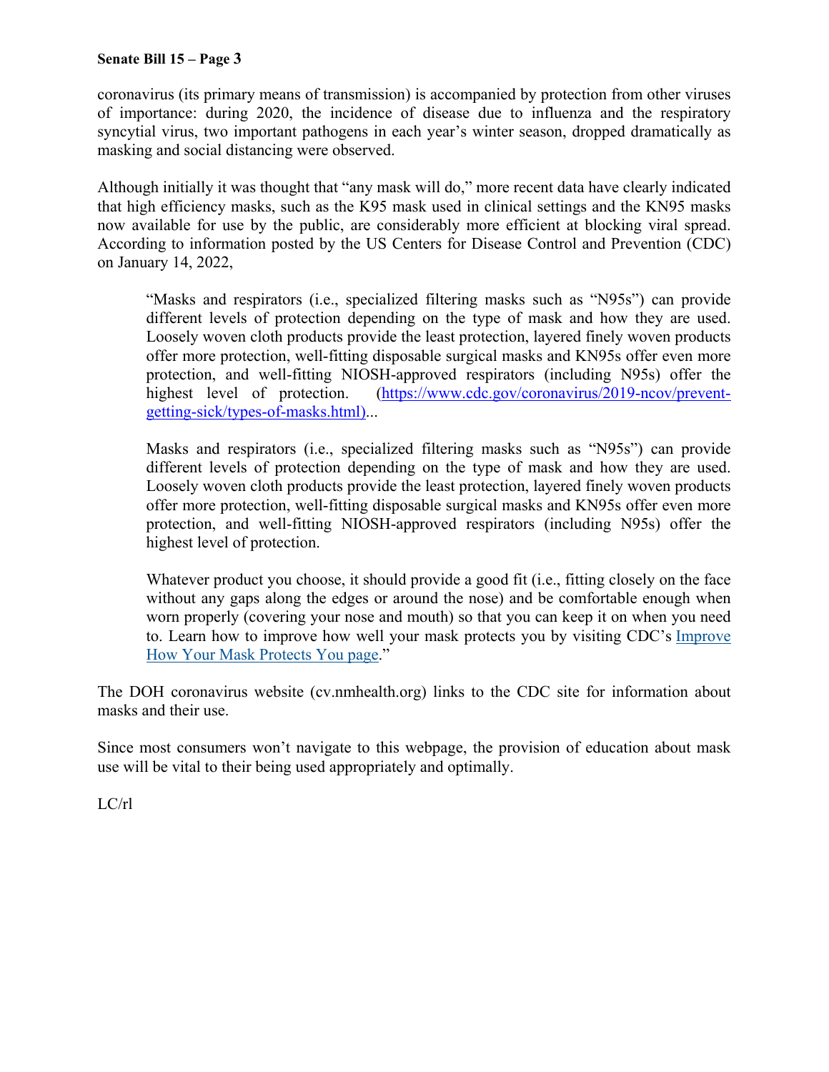coronavirus (its primary means of transmission) is accompanied by protection from other viruses of importance: during 2020, the incidence of disease due to influenza and the respiratory syncytial virus, two important pathogens in each year's winter season, dropped dramatically as masking and social distancing were observed.

Although initially it was thought that "any mask will do," more recent data have clearly indicated that high efficiency masks, such as the K95 mask used in clinical settings and the KN95 masks now available for use by the public, are considerably more efficient at blocking viral spread. According to information posted by the US Centers for Disease Control and Prevention (CDC) on January 14, 2022,

> "Masks and respirators (i.e., specialized filtering masks such as "N95s") can provide different levels of protection depending on the type of mask and how they are used. Loosely woven cloth products provide the least protection, layered finely woven products offer more protection, well-fitting disposable surgical masks and KN95s offer even more protection, and well-fitting NIOSH-approved respirators (including N95s) offer the highest level of protection. ([https://www.cdc.gov/coronavirus/2019-ncov/prevent-getting-sick/types-of-masks.html](https://www.cdc.gov/coronavirus/2019-ncov/prevent-getting-sick/types-of-masks.html))...
>
> Masks and respirators (i.e., specialized filtering masks such as "N95s") can provide different levels of protection depending on the type of mask and how they are used. Loosely woven cloth products provide the least protection, layered finely woven products offer more protection, well-fitting disposable surgical masks and KN95s offer even more protection, and well-fitting NIOSH-approved respirators (including N95s) offer the highest level of protection.
>
> Whatever product you choose, it should provide a good fit (i.e., fitting closely on the face without any gaps along the edges or around the nose) and be comfortable enough when worn properly (covering your nose and mouth) so that you can keep it on when you need to. Learn how to improve how well your mask protects you by visiting CDC's Improve How Your Mask Protects You page."

The DOH coronavirus website (cv.nmhealth.org) links to the CDC site for information about masks and their use.

Since most consumers won't navigate to this webpage, the provision of education about mask use will be vital to their being used appropriately and optimally.

LC/rl